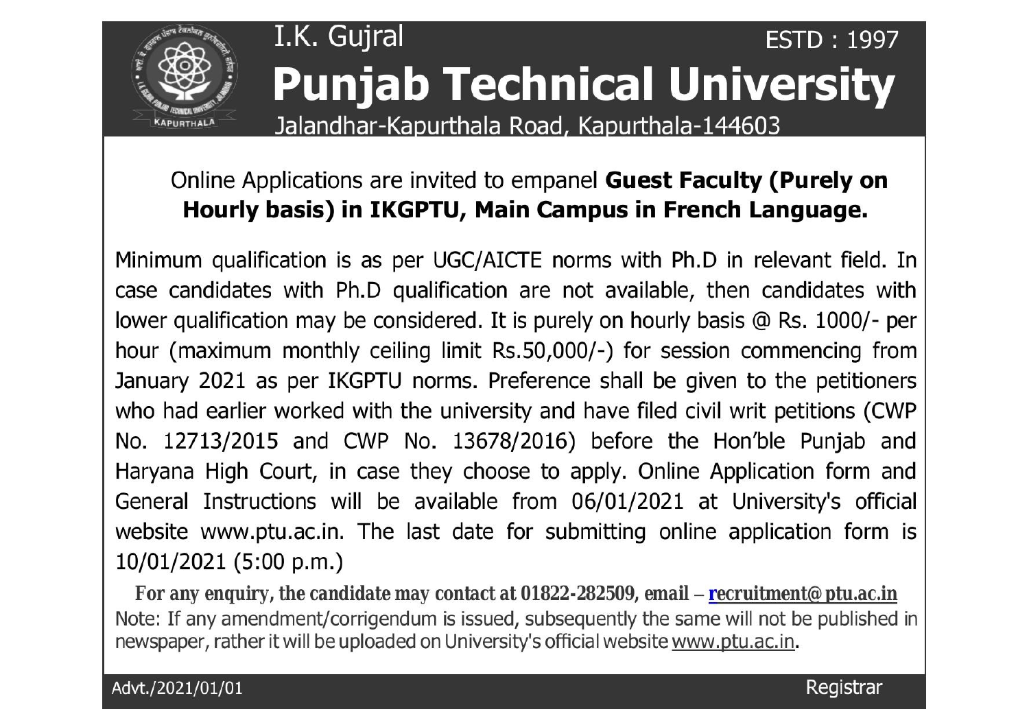I.K. Gujral

ESTD : 1997

# Punjab Technical University

Jalandhar-Kapurthala Road, Kapurthala-144603

Online Applications are invited to empanel **Guest Faculty (Purely on Hourly basis) in IKGPTU, Main Campus in French Language.**

Minimum qualification is as per UGC/AICTE norms with Ph.D in relevant field. In case candidates with Ph.D qualification are not available, then candidates with lower qualification may be considered. It is purely on hourly basis @ Rs. 1000/- per hour (maximum monthly ceiling limit Rs.50,000/-) for session commencing from January 2021 as per IKGPTU norms. Preference shall be given to the petitioners who had earlier worked with the university and have filed civil writ petitions (CWP No. 12713/2015 and CWP No. 13678/2016) before the Hon'ble Punjab and Haryana High Court, in case they choose to apply. Online Application form and General Instructions will be available from 06/01/2021 at University's official website www.ptu.ac.in. The last date for submitting online application form is 10/01/2021 (5:00 p.m.)

**For any enquiry, the candidate may contact at 01822-282509, email – recruitment@ptu.ac.in**

Note: If any amendment/corrigendum is issued, subsequently the same will not be published in newspaper, rather it will be uploaded on University's official website www.ptu.ac.in.

Advt./2021/01/01

Registrar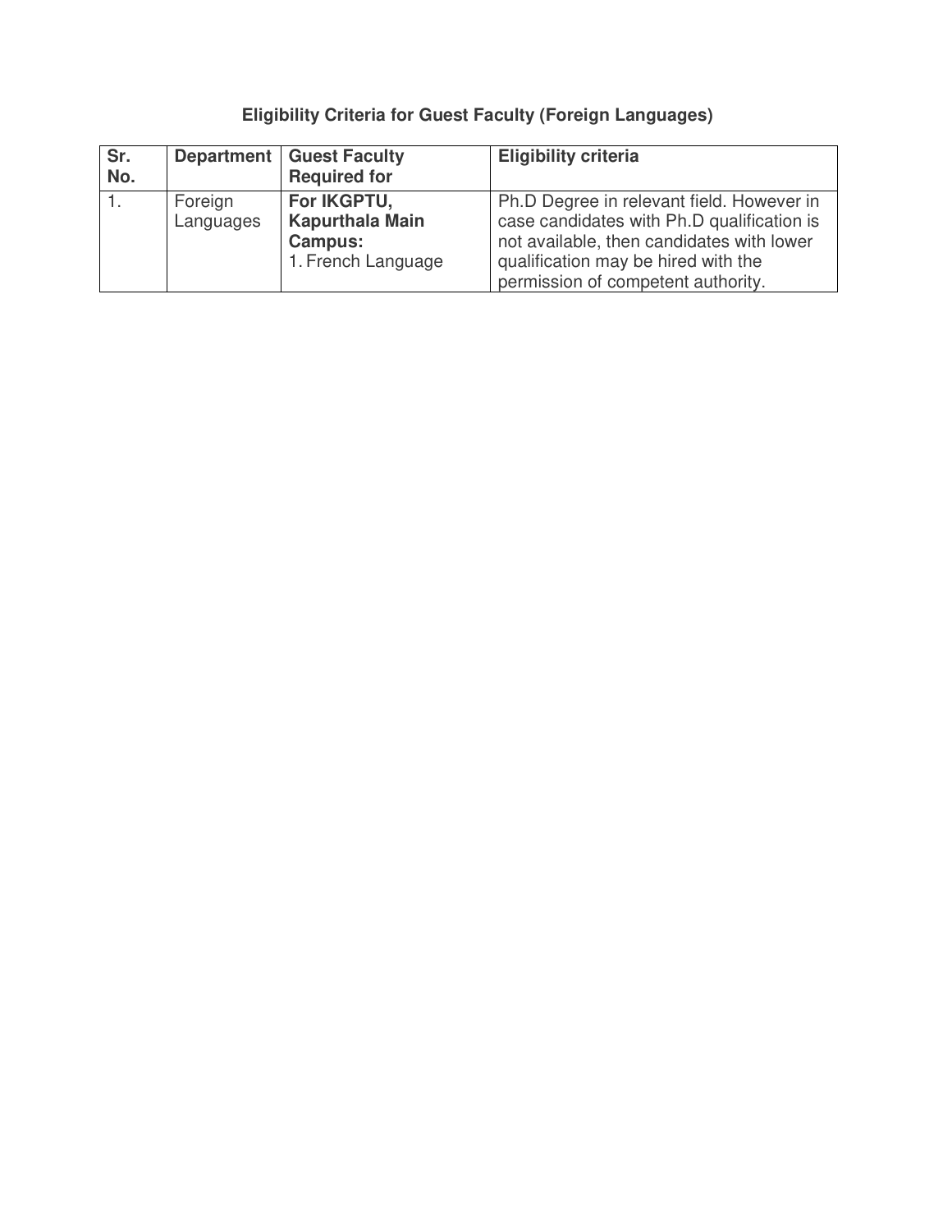## Eligibility Criteria for Guest Faculty (Foreign Languages)

| Sr. No. | Department | Guest Faculty Required for | Eligibility criteria |
|---|---|---|---|
| 1. | Foreign Languages | **For IKGPTU, Kapurthala Main Campus:**<br>1. French Language | Ph.D Degree in relevant field. However in case candidates with Ph.D qualification is not available, then candidates with lower qualification may be hired with the permission of competent authority. |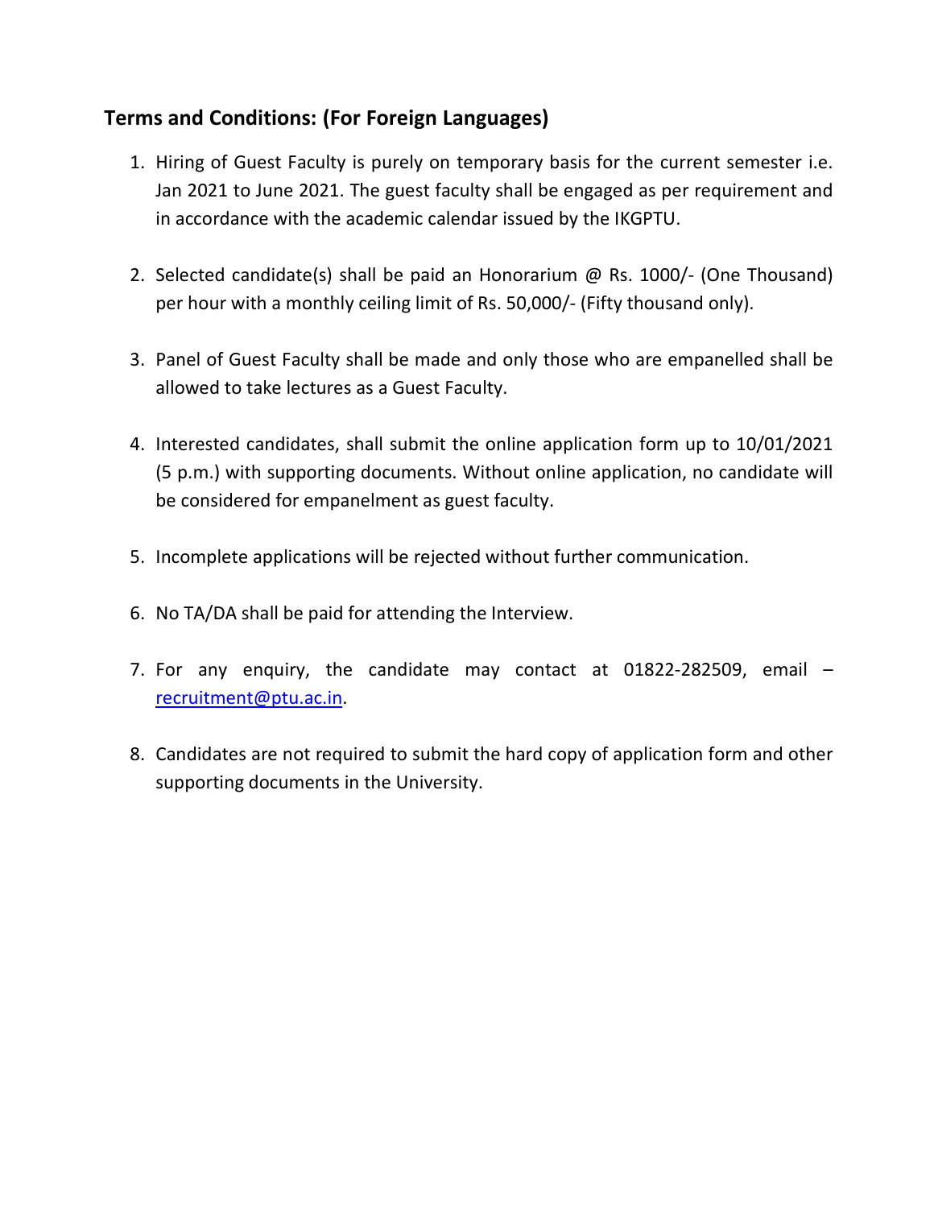### Terms and Conditions: (For Foreign Languages)

1. Hiring of Guest Faculty is purely on temporary basis for the current semester i.e. Jan 2021 to June 2021. The guest faculty shall be engaged as per requirement and in accordance with the academic calendar issued by the IKGPTU.

2. Selected candidate(s) shall be paid an Honorarium @ Rs. 1000/- (One Thousand) per hour with a monthly ceiling limit of Rs. 50,000/- (Fifty thousand only).

3. Panel of Guest Faculty shall be made and only those who are empanelled shall be allowed to take lectures as a Guest Faculty.

4. Interested candidates, shall submit the online application form up to 10/01/2021 (5 p.m.) with supporting documents. Without online application, no candidate will be considered for empanelment as guest faculty.

5. Incomplete applications will be rejected without further communication.

6. No TA/DA shall be paid for attending the Interview.

7. For any enquiry, the candidate may contact at 01822-282509, email – recruitment@ptu.ac.in.

8. Candidates are not required to submit the hard copy of application form and other supporting documents in the University.